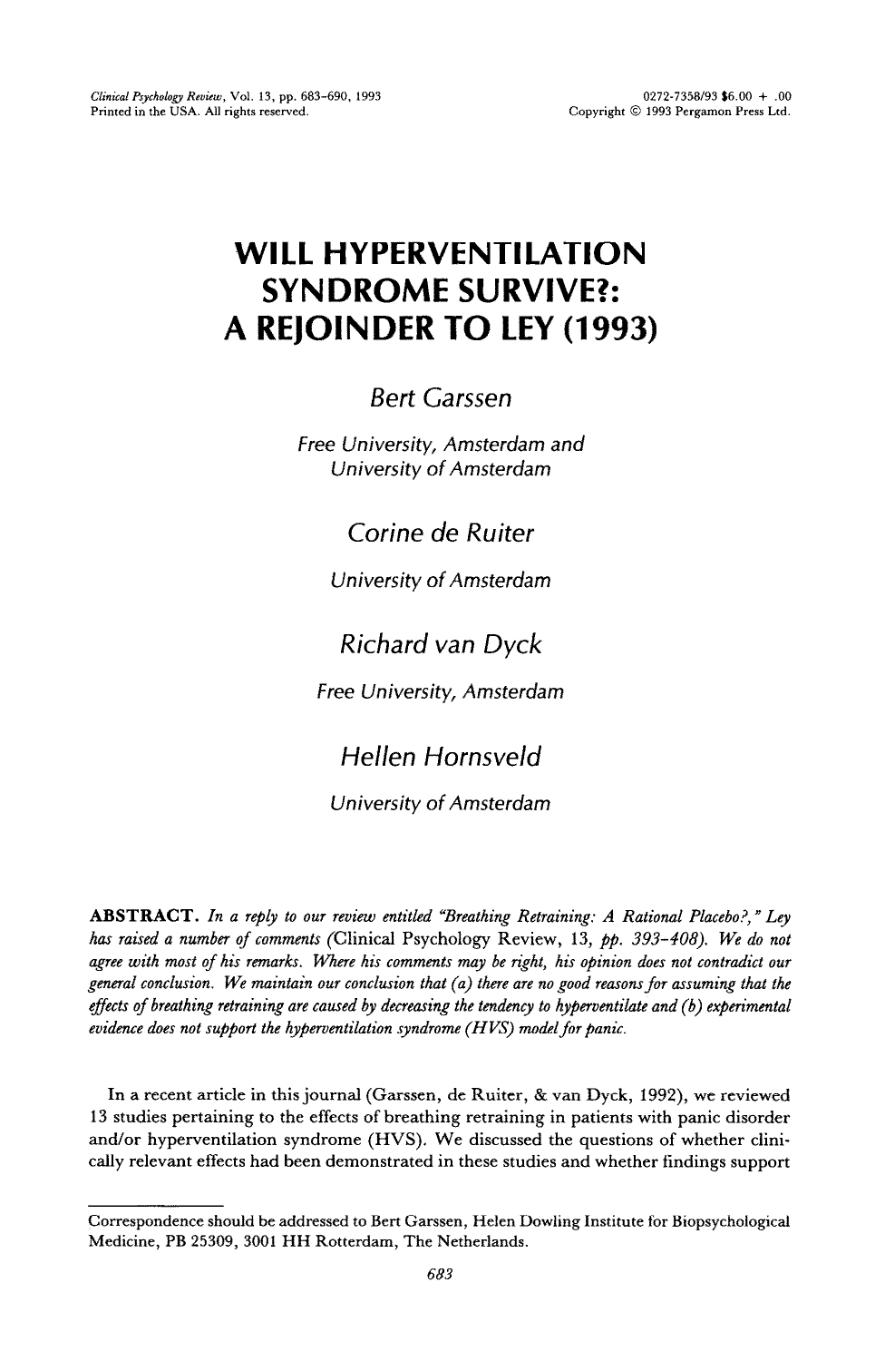# WILL HYPERVENTILATION SYNDROME SURVIVE?: A REJOINDER TO LEY (1993)

*Bert Garssen*

*Free University, Amsterdam and University of Amsterdam*

*Corine de Ruiter*

*University of Amsterdam*

*Richard van Dyck*

*Free University, Amsterdam*

*Hellen Hornsveld*

*University of Amsterdam*

**ABSTRACT.** *In a reply to our review entitled "Breathing Retraining: A Rational Placebo?," Ley has raised a number of comments (*Clinical Psychology Review, 13, *pp. 393-408). We do not agree with most of his remarks. Where his comments may be right, his opinion does not contradict our general conclusion. We maintain our conclusion that (a) there are no good reasons for assuming that the effects of breathing retraining are caused by decreasing the tendency to hyperventilate and (b) experimental evidence does not support the hyperventilation syndrome (HVS) model for panic.*

In a recent article in this journal (Garssen, de Ruiter, & van Dyck, 1992), we reviewed 13 studies pertaining to the effects of breathing retraining in patients with panic disorder and/or hyperventilation syndrome (HVS). We discussed the questions of whether clinically relevant effects had been demonstrated in these studies and whether findings support

Correspondence should be addressed to Bert Garssen, Helen Dowling Institute for Biopsychological Medicine, PB 25309, 3001 HH Rotterdam, The Netherlands.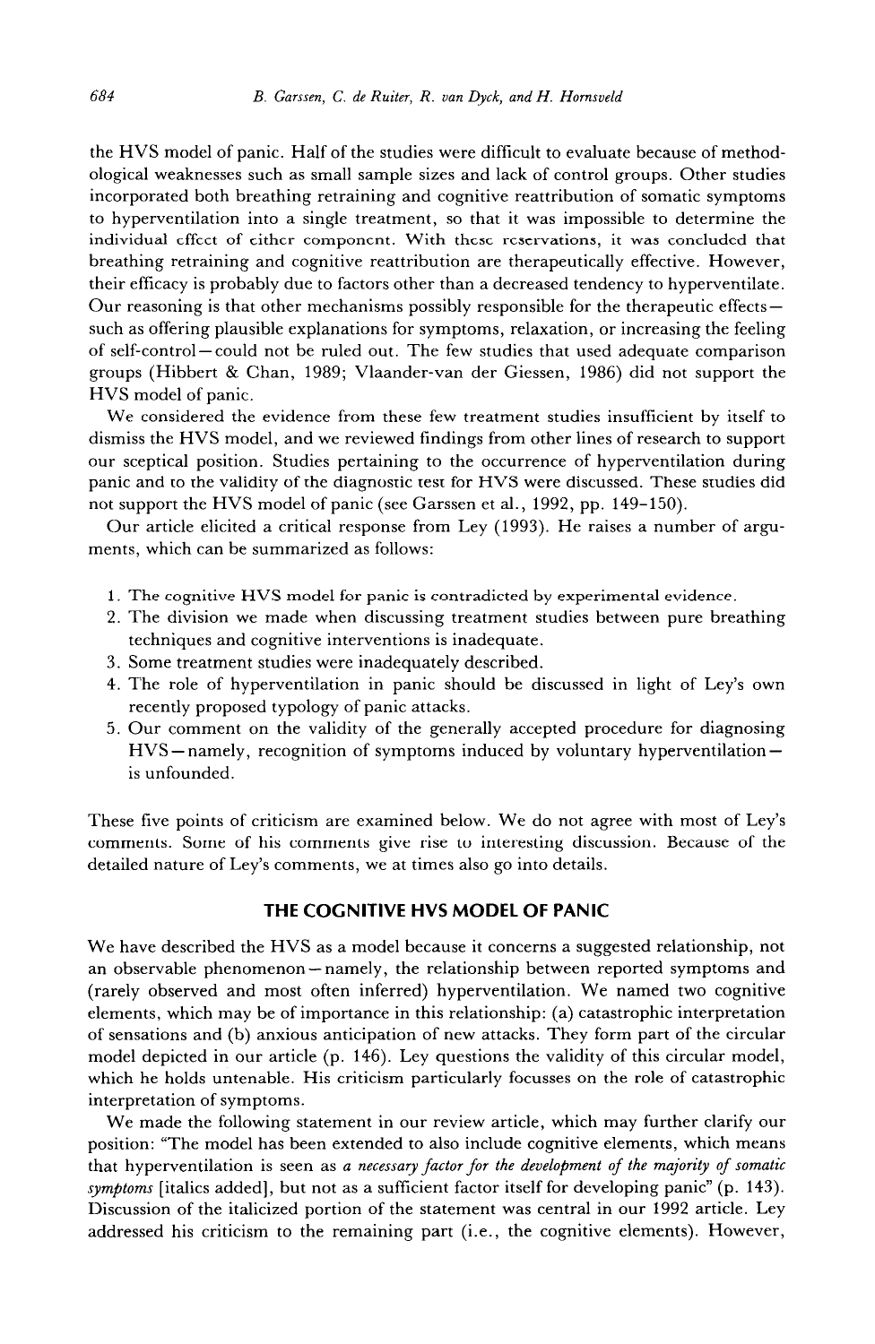the HVS model of panic. Half of the studies were difficult to evaluate because of methodological weaknesses such as small sample sizes and lack of control groups. Other studies incorporated both breathing retraining and cognitive reattribution of somatic symptoms to hyperventilation into a single treatment, so that it was impossible to determine the individual effect of either component. With these reservations, it was concluded that breathing retraining and cognitive reattribution are therapeutically effective. However, their efficacy is probably due to factors other than a decreased tendency to hyperventilate. Our reasoning is that other mechanisms possibly responsible for the therapeutic effects—such as offering plausible explanations for symptoms, relaxation, or increasing the feeling of self-control—could not be ruled out. The few studies that used adequate comparison groups (Hibbert & Chan, 1989; Vlaander-van der Giessen, 1986) did not support the HVS model of panic.

We considered the evidence from these few treatment studies insufficient by itself to dismiss the HVS model, and we reviewed findings from other lines of research to support our sceptical position. Studies pertaining to the occurrence of hyperventilation during panic and to the validity of the diagnostic test for HVS were discussed. These studies did not support the HVS model of panic (see Garssen et al., 1992, pp. 149–150).

Our article elicited a critical response from Ley (1993). He raises a number of arguments, which can be summarized as follows:

1. The cognitive HVS model for panic is contradicted by experimental evidence.
2. The division we made when discussing treatment studies between pure breathing techniques and cognitive interventions is inadequate.
3. Some treatment studies were inadequately described.
4. The role of hyperventilation in panic should be discussed in light of Ley's own recently proposed typology of panic attacks.
5. Our comment on the validity of the generally accepted procedure for diagnosing HVS—namely, recognition of symptoms induced by voluntary hyperventilation—is unfounded.

These five points of criticism are examined below. We do not agree with most of Ley's comments. Some of his comments give rise to interesting discussion. Because of the detailed nature of Ley's comments, we at times also go into details.

## THE COGNITIVE HVS MODEL OF PANIC

We have described the HVS as a model because it concerns a suggested relationship, not an observable phenomenon—namely, the relationship between reported symptoms and (rarely observed and most often inferred) hyperventilation. We named two cognitive elements, which may be of importance in this relationship: (a) catastrophic interpretation of sensations and (b) anxious anticipation of new attacks. They form part of the circular model depicted in our article (p. 146). Ley questions the validity of this circular model, which he holds untenable. His criticism particularly focusses on the role of catastrophic interpretation of symptoms.

We made the following statement in our review article, which may further clarify our position: "The model has been extended to also include cognitive elements, which means that hyperventilation is seen as *a necessary factor for the development of the majority of somatic symptoms* [italics added], but not as a sufficient factor itself for developing panic" (p. 143). Discussion of the italicized portion of the statement was central in our 1992 article. Ley addressed his criticism to the remaining part (i.e., the cognitive elements). However,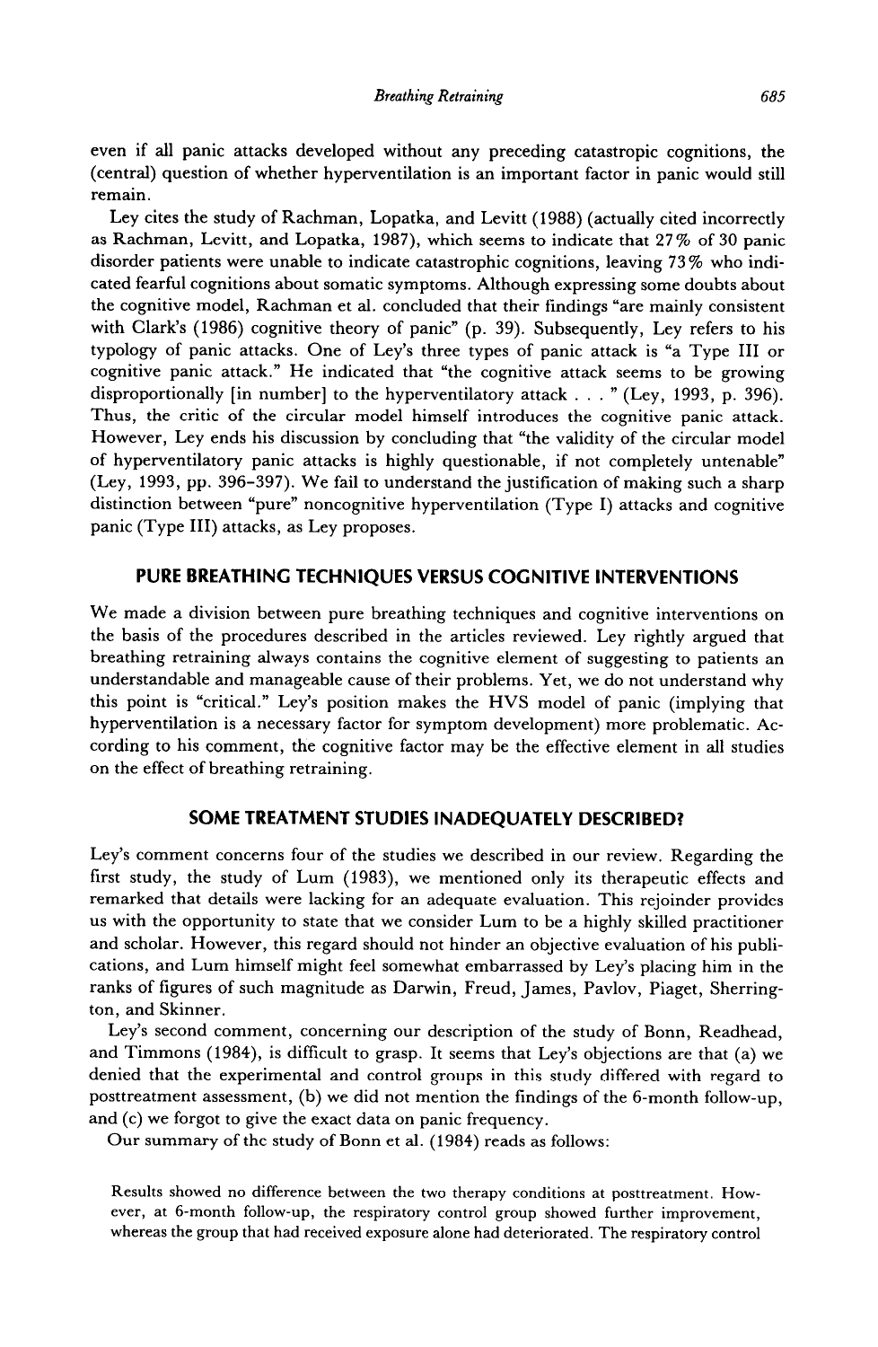even if all panic attacks developed without any preceding catastropic cognitions, the (central) question of whether hyperventilation is an important factor in panic would still remain.

Ley cites the study of Rachman, Lopatka, and Levitt (1988) (actually cited incorrectly as Rachman, Levitt, and Lopatka, 1987), which seems to indicate that 27% of 30 panic disorder patients were unable to indicate catastrophic cognitions, leaving 73% who indicated fearful cognitions about somatic symptoms. Although expressing some doubts about the cognitive model, Rachman et al. concluded that their findings "are mainly consistent with Clark's (1986) cognitive theory of panic" (p. 39). Subsequently, Ley refers to his typology of panic attacks. One of Ley's three types of panic attack is "a Type III or cognitive panic attack." He indicated that "the cognitive attack seems to be growing disproportionally [in number] to the hyperventilatory attack . . . " (Ley, 1993, p. 396). Thus, the critic of the circular model himself introduces the cognitive panic attack. However, Ley ends his discussion by concluding that "the validity of the circular model of hyperventilatory panic attacks is highly questionable, if not completely untenable" (Ley, 1993, pp. 396–397). We fail to understand the justification of making such a sharp distinction between "pure" noncognitive hyperventilation (Type I) attacks and cognitive panic (Type III) attacks, as Ley proposes.

## PURE BREATHING TECHNIQUES VERSUS COGNITIVE INTERVENTIONS

We made a division between pure breathing techniques and cognitive interventions on the basis of the procedures described in the articles reviewed. Ley rightly argued that breathing retraining always contains the cognitive element of suggesting to patients an understandable and manageable cause of their problems. Yet, we do not understand why this point is "critical." Ley's position makes the HVS model of panic (implying that hyperventilation is a necessary factor for symptom development) more problematic. According to his comment, the cognitive factor may be the effective element in all studies on the effect of breathing retraining.

## SOME TREATMENT STUDIES INADEQUATELY DESCRIBED?

Ley's comment concerns four of the studies we described in our review. Regarding the first study, the study of Lum (1983), we mentioned only its therapeutic effects and remarked that details were lacking for an adequate evaluation. This rejoinder provides us with the opportunity to state that we consider Lum to be a highly skilled practitioner and scholar. However, this regard should not hinder an objective evaluation of his publications, and Lum himself might feel somewhat embarrassed by Ley's placing him in the ranks of figures of such magnitude as Darwin, Freud, James, Pavlov, Piaget, Sherrington, and Skinner.

Ley's second comment, concerning our description of the study of Bonn, Readhead, and Timmons (1984), is difficult to grasp. It seems that Ley's objections are that (a) we denied that the experimental and control groups in this study differed with regard to posttreatment assessment, (b) we did not mention the findings of the 6-month follow-up, and (c) we forgot to give the exact data on panic frequency.

Our summary of the study of Bonn et al. (1984) reads as follows:

> Results showed no difference between the two therapy conditions at posttreatment. However, at 6-month follow-up, the respiratory control group showed further improvement, whereas the group that had received exposure alone had deteriorated. The respiratory control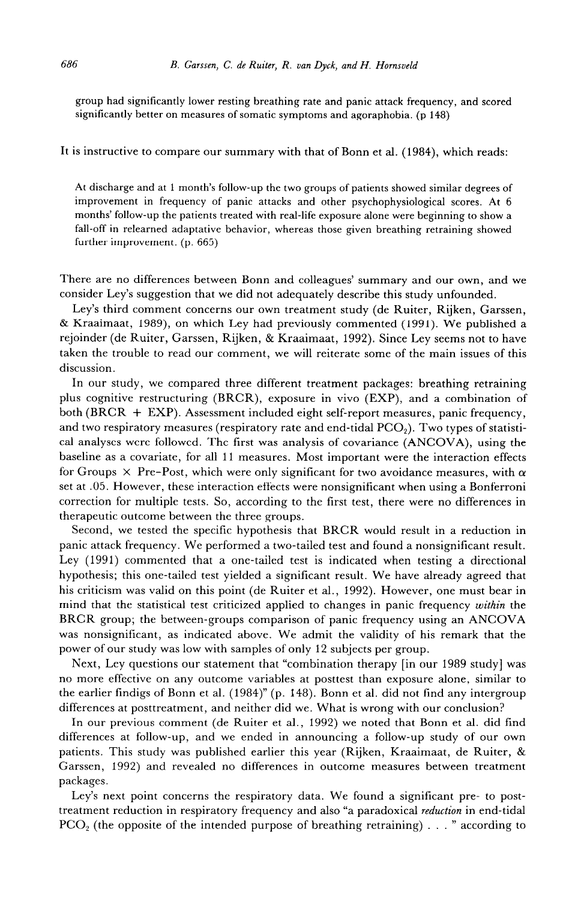> group had significantly lower resting breathing rate and panic attack frequency, and scored significantly better on measures of somatic symptoms and agoraphobia. (p 148)

It is instructive to compare our summary with that of Bonn et al. (1984), which reads:

> At discharge and at 1 month's follow-up the two groups of patients showed similar degrees of improvement in frequency of panic attacks and other psychophysiological scores. At 6 months' follow-up the patients treated with real-life exposure alone were beginning to show a fall-off in relearned adaptative behavior, whereas those given breathing retraining showed further improvement. (p. 665)

There are no differences between Bonn and colleagues' summary and our own, and we consider Ley's suggestion that we did not adequately describe this study unfounded.

Ley's third comment concerns our own treatment study (de Ruiter, Rijken, Garssen, & Kraaimaat, 1989), on which Ley had previously commented (1991). We published a rejoinder (de Ruiter, Garssen, Rijken, & Kraaimaat, 1992). Since Ley seems not to have taken the trouble to read our comment, we will reiterate some of the main issues of this discussion.

In our study, we compared three different treatment packages: breathing retraining plus cognitive restructuring (BRCR), exposure in vivo (EXP), and a combination of both (BRCR + EXP). Assessment included eight self-report measures, panic frequency, and two respiratory measures (respiratory rate and end-tidal $PCO_2$). Two types of statistical analyses were followed. The first was analysis of covariance (ANCOVA), using the baseline as a covariate, for all 11 measures. Most important were the interaction effects for Groups × Pre–Post, which were only significant for two avoidance measures, with $\alpha$ set at .05. However, these interaction effects were nonsignificant when using a Bonferroni correction for multiple tests. So, according to the first test, there were no differences in therapeutic outcome between the three groups.

Second, we tested the specific hypothesis that BRCR would result in a reduction in panic attack frequency. We performed a two-tailed test and found a nonsignificant result. Ley (1991) commented that a one-tailed test is indicated when testing a directional hypothesis; this one-tailed test yielded a significant result. We have already agreed that his criticism was valid on this point (de Ruiter et al., 1992). However, one must bear in mind that the statistical test criticized applied to changes in panic frequency *within* the BRCR group; the between-groups comparison of panic frequency using an ANCOVA was nonsignificant, as indicated above. We admit the validity of his remark that the power of our study was low with samples of only 12 subjects per group.

Next, Ley questions our statement that "combination therapy [in our 1989 study] was no more effective on any outcome variables at posttest than exposure alone, similar to the earlier findigs of Bonn et al. (1984)" (p. 148). Bonn et al. did not find any intergroup differences at posttreatment, and neither did we. What is wrong with our conclusion?

In our previous comment (de Ruiter et al., 1992) we noted that Bonn et al. did find differences at follow-up, and we ended in announcing a follow-up study of our own patients. This study was published earlier this year (Rijken, Kraaimaat, de Ruiter, & Garssen, 1992) and revealed no differences in outcome measures between treatment packages.

Ley's next point concerns the respiratory data. We found a significant pre- to post-treatment reduction in respiratory frequency and also "a paradoxical *reduction* in end-tidal $PCO_2$ (the opposite of the intended purpose of breathing retraining) . . . " according to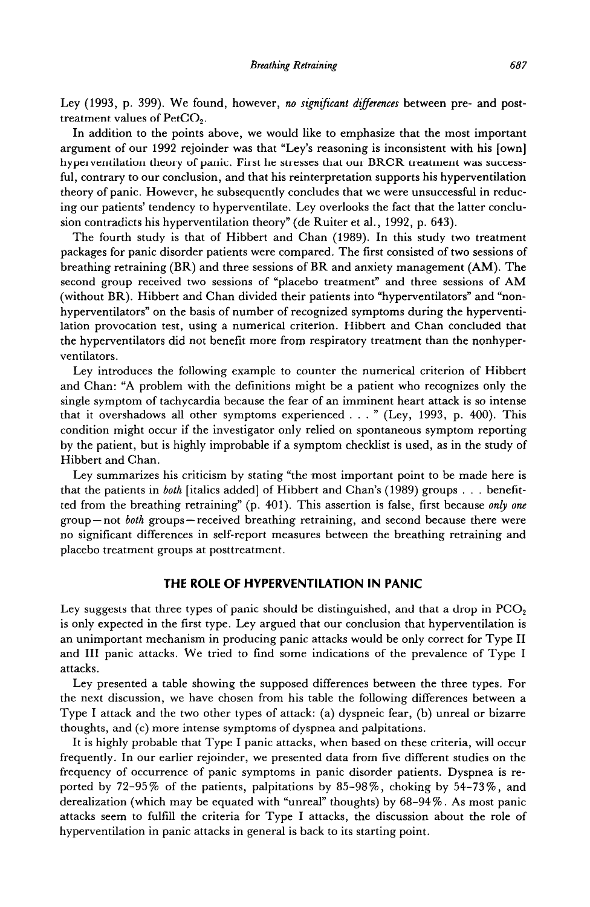Ley (1993, p. 399). We found, however, *no significant differences* between pre- and posttreatment values of $PetCO_2$.

In addition to the points above, we would like to emphasize that the most important argument of our 1992 rejoinder was that "Ley's reasoning is inconsistent with his [own] hyperventilation theory of panic. First he stresses that our BRCR treatment was successful, contrary to our conclusion, and that his reinterpretation supports his hyperventilation theory of panic. However, he subsequently concludes that we were unsuccessful in reducing our patients' tendency to hyperventilate. Ley overlooks the fact that the latter conclusion contradicts his hyperventilation theory" (de Ruiter et al., 1992, p. 643).

The fourth study is that of Hibbert and Chan (1989). In this study two treatment packages for panic disorder patients were compared. The first consisted of two sessions of breathing retraining (BR) and three sessions of BR and anxiety management (AM). The second group received two sessions of "placebo treatment" and three sessions of AM (without BR). Hibbert and Chan divided their patients into "hyperventilators" and "nonhyperventilators" on the basis of number of recognized symptoms during the hyperventilation provocation test, using a numerical criterion. Hibbert and Chan concluded that the hyperventilators did not benefit more from respiratory treatment than the nonhyperventilators.

Ley introduces the following example to counter the numerical criterion of Hibbert and Chan: "A problem with the definitions might be a patient who recognizes only the single symptom of tachycardia because the fear of an imminent heart attack is so intense that it overshadows all other symptoms experienced . . . " (Ley, 1993, p. 400). This condition might occur if the investigator only relied on spontaneous symptom reporting by the patient, but is highly improbable if a symptom checklist is used, as in the study of Hibbert and Chan.

Ley summarizes his criticism by stating "the most important point to be made here is that the patients in *both* [italics added] of Hibbert and Chan's (1989) groups . . . benefitted from the breathing retraining" (p. 401). This assertion is false, first because *only one* group—not *both* groups—received breathing retraining, and second because there were no significant differences in self-report measures between the breathing retraining and placebo treatment groups at posttreatment.

## THE ROLE OF HYPERVENTILATION IN PANIC

Ley suggests that three types of panic should be distinguished, and that a drop in $PCO_2$ is only expected in the first type. Ley argued that our conclusion that hyperventilation is an unimportant mechanism in producing panic attacks would be only correct for Type II and III panic attacks. We tried to find some indications of the prevalence of Type I attacks.

Ley presented a table showing the supposed differences between the three types. For the next discussion, we have chosen from his table the following differences between a Type I attack and the two other types of attack: (a) dyspneic fear, (b) unreal or bizarre thoughts, and (c) more intense symptoms of dyspnea and palpitations.

It is highly probable that Type I panic attacks, when based on these criteria, will occur frequently. In our earlier rejoinder, we presented data from five different studies on the frequency of occurrence of panic symptoms in panic disorder patients. Dyspnea is reported by 72–95% of the patients, palpitations by 85–98%, choking by 54–73%, and derealization (which may be equated with "unreal" thoughts) by 68–94%. As most panic attacks seem to fulfill the criteria for Type I attacks, the discussion about the role of hyperventilation in panic attacks in general is back to its starting point.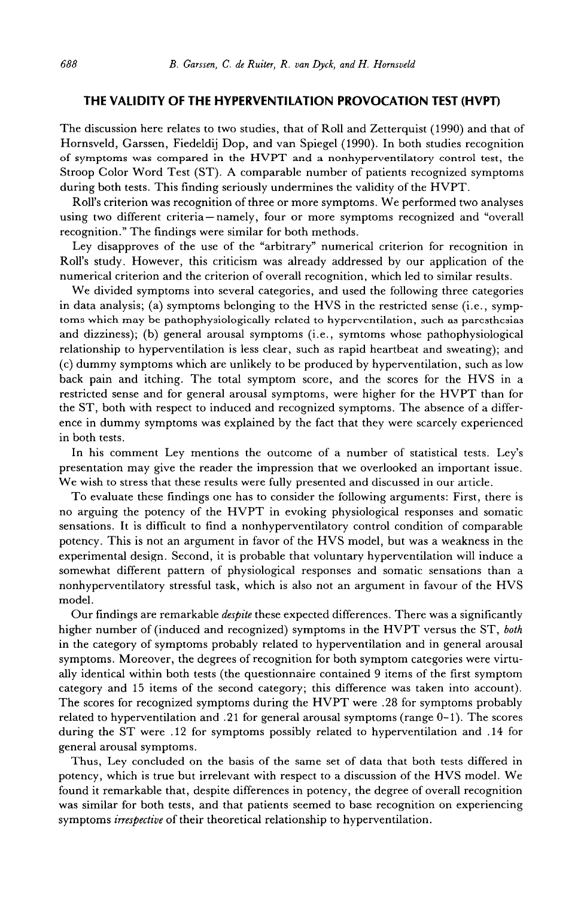## THE VALIDITY OF THE HYPERVENTILATION PROVOCATION TEST (HVPT)

The discussion here relates to two studies, that of Roll and Zetterquist (1990) and that of Hornsveld, Garssen, Fiedeldij Dop, and van Spiegel (1990). In both studies recognition of symptoms was compared in the HVPT and a nonhyperventilatory control test, the Stroop Color Word Test (ST). A comparable number of patients recognized symptoms during both tests. This finding seriously undermines the validity of the HVPT.

Roll's criterion was recognition of three or more symptoms. We performed two analyses using two different criteria—namely, four or more symptoms recognized and "overall recognition." The findings were similar for both methods.

Ley disapproves of the use of the "arbitrary" numerical criterion for recognition in Roll's study. However, this criticism was already addressed by our application of the numerical criterion and the criterion of overall recognition, which led to similar results.

We divided symptoms into several categories, and used the following three categories in data analysis; (a) symptoms belonging to the HVS in the restricted sense (i.e., symptoms which may be pathophysiologically related to hyperventilation, such as paresthesias and dizziness); (b) general arousal symptoms (i.e., symtoms whose pathophysiological relationship to hyperventilation is less clear, such as rapid heartbeat and sweating); and (c) dummy symptoms which are unlikely to be produced by hyperventilation, such as low back pain and itching. The total symptom score, and the scores for the HVS in a restricted sense and for general arousal symptoms, were higher for the HVPT than for the ST, both with respect to induced and recognized symptoms. The absence of a difference in dummy symptoms was explained by the fact that they were scarcely experienced in both tests.

In his comment Ley mentions the outcome of a number of statistical tests. Ley's presentation may give the reader the impression that we overlooked an important issue. We wish to stress that these results were fully presented and discussed in our article.

To evaluate these findings one has to consider the following arguments: First, there is no arguing the potency of the HVPT in evoking physiological responses and somatic sensations. It is difficult to find a nonhyperventilatory control condition of comparable potency. This is not an argument in favor of the HVS model, but was a weakness in the experimental design. Second, it is probable that voluntary hyperventilation will induce a somewhat different pattern of physiological responses and somatic sensations than a nonhyperventilatory stressful task, which is also not an argument in favour of the HVS model.

Our findings are remarkable *despite* these expected differences. There was a significantly higher number of (induced and recognized) symptoms in the HVPT versus the ST, *both* in the category of symptoms probably related to hyperventilation and in general arousal symptoms. Moreover, the degrees of recognition for both symptom categories were virtually identical within both tests (the questionnaire contained 9 items of the first symptom category and 15 items of the second category; this difference was taken into account). The scores for recognized symptoms during the HVPT were .28 for symptoms probably related to hyperventilation and .21 for general arousal symptoms (range 0–1). The scores during the ST were .12 for symptoms possibly related to hyperventilation and .14 for general arousal symptoms.

Thus, Ley concluded on the basis of the same set of data that both tests differed in potency, which is true but irrelevant with respect to a discussion of the HVS model. We found it remarkable that, despite differences in potency, the degree of overall recognition was similar for both tests, and that patients seemed to base recognition on experiencing symptoms *irrespective* of their theoretical relationship to hyperventilation.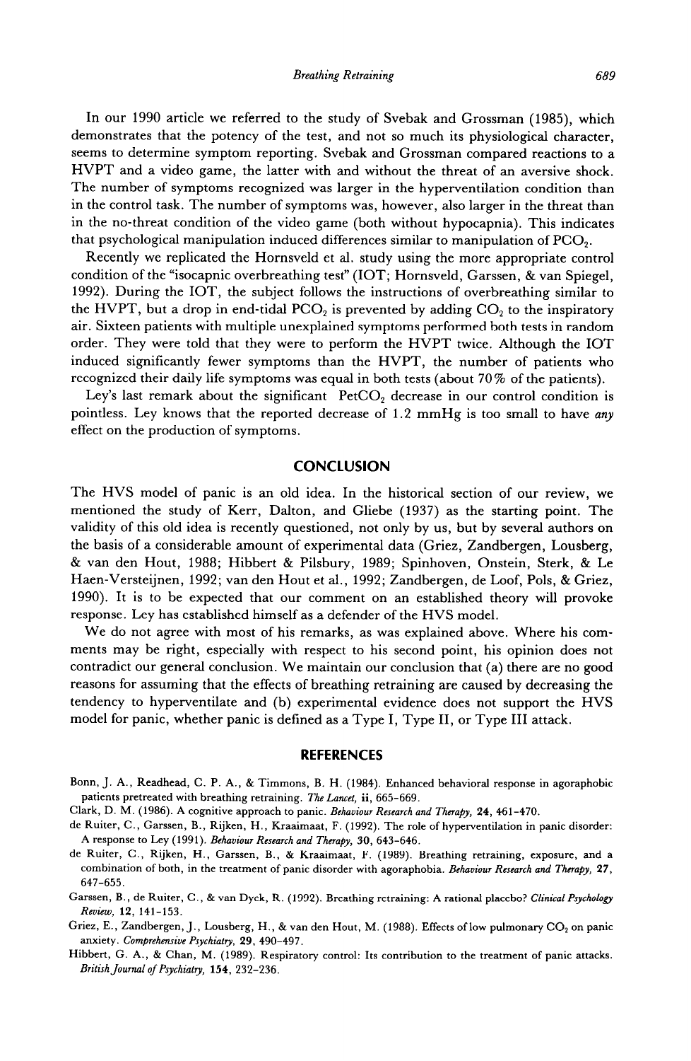In our 1990 article we referred to the study of Svebak and Grossman (1985), which demonstrates that the potency of the test, and not so much its physiological character, seems to determine symptom reporting. Svebak and Grossman compared reactions to a HVPT and a video game, the latter with and without the threat of an aversive shock. The number of symptoms recognized was larger in the hyperventilation condition than in the control task. The number of symptoms was, however, also larger in the threat than in the no-threat condition of the video game (both without hypocapnia). This indicates that psychological manipulation induced differences similar to manipulation of $PCO_2$.

Recently we replicated the Hornsveld et al. study using the more appropriate control condition of the "isocapnic overbreathing test" (IOT; Hornsveld, Garssen, & van Spiegel, 1992). During the IOT, the subject follows the instructions of overbreathing similar to the HVPT, but a drop in end-tidal $PCO_2$ is prevented by adding $CO_2$ to the inspiratory air. Sixteen patients with multiple unexplained symptoms performed both tests in random order. They were told that they were to perform the HVPT twice. Although the IOT induced significantly fewer symptoms than the HVPT, the number of patients who recognized their daily life symptoms was equal in both tests (about 70% of the patients).

Ley's last remark about the significant $PetCO_2$ decrease in our control condition is pointless. Ley knows that the reported decrease of 1.2 mmHg is too small to have *any* effect on the production of symptoms.

## CONCLUSION

The HVS model of panic is an old idea. In the historical section of our review, we mentioned the study of Kerr, Dalton, and Gliebe (1937) as the starting point. The validity of this old idea is recently questioned, not only by us, but by several authors on the basis of a considerable amount of experimental data (Griez, Zandbergen, Lousberg, & van den Hout, 1988; Hibbert & Pilsbury, 1989; Spinhoven, Onstein, Sterk, & Le Haen-Versteijnen, 1992; van den Hout et al., 1992; Zandbergen, de Loof, Pols, & Griez, 1990). It is to be expected that our comment on an established theory will provoke response. Ley has established himself as a defender of the HVS model.

We do not agree with most of his remarks, as was explained above. Where his comments may be right, especially with respect to his second point, his opinion does not contradict our general conclusion. We maintain our conclusion that (a) there are no good reasons for assuming that the effects of breathing retraining are caused by decreasing the tendency to hyperventilate and (b) experimental evidence does not support the HVS model for panic, whether panic is defined as a Type I, Type II, or Type III attack.

## REFERENCES

Bonn, J. A., Readhead, C. P. A., & Timmons, B. H. (1984). Enhanced behavioral response in agoraphobic patients pretreated with breathing retraining. *The Lancet*, **ii**, 665–669.

Clark, D. M. (1986). A cognitive approach to panic. *Behaviour Research and Therapy*, **24**, 461–470.

de Ruiter, C., Garssen, B., Rijken, H., Kraaimaat, F. (1992). The role of hyperventilation in panic disorder: A response to Ley (1991). *Behaviour Research and Therapy*, **30**, 643–646.

de Ruiter, C., Rijken, H., Garssen, B., & Kraaimaat, F. (1989). Breathing retraining, exposure, and a combination of both, in the treatment of panic disorder with agoraphobia. *Behaviour Research and Therapy*, **27**, 647–655.

Garssen, B., de Ruiter, C., & van Dyck, R. (1992). Breathing retraining: A rational placebo? *Clinical Psychology Review*, **12**, 141–153.

Griez, E., Zandbergen, J., Lousberg, H., & van den Hout, M. (1988). Effects of low pulmonary $CO_2$ on panic anxiety. *Comprehensive Psychiatry*, **29**, 490–497.

Hibbert, G. A., & Chan, M. (1989). Respiratory control: Its contribution to the treatment of panic attacks. *British Journal of Psychiatry*, **154**, 232–236.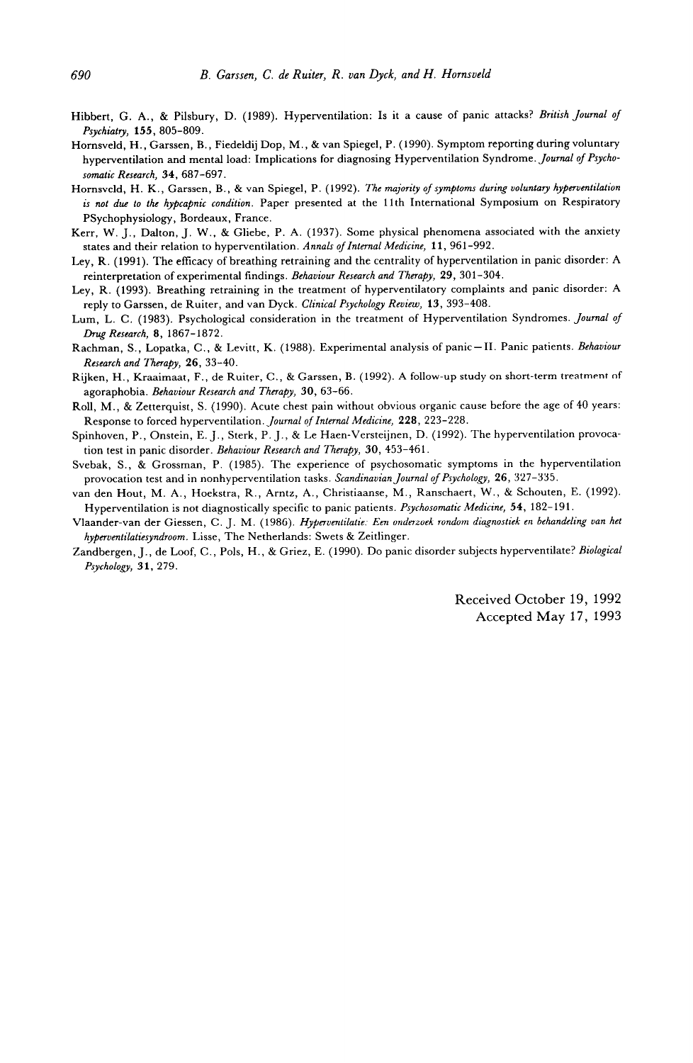Hibbert, G. A., & Pilsbury, D. (1989). Hyperventilation: Is it a cause of panic attacks? *British Journal of Psychiatry,* **155**, 805-809.

Hornsveld, H., Garssen, B., Fiedeldij Dop, M., & van Spiegel, P. (1990). Symptom reporting during voluntary hyperventilation and mental load: Implications for diagnosing Hyperventilation Syndrome. *Journal of Psychosomatic Research,* **34**, 687-697.

Hornsveld, H. K., Garssen, B., & van Spiegel, P. (1992). *The majority of symptoms during voluntary hyperventilation is not due to the hypcapnic condition.* Paper presented at the 11th International Symposium on Respiratory PSychophysiology, Bordeaux, France.

Kerr, W. J., Dalton, J. W., & Gliebe, P. A. (1937). Some physical phenomena associated with the anxiety states and their relation to hyperventilation. *Annals of Internal Medicine,* **11**, 961-992.

Ley, R. (1991). The efficacy of breathing retraining and the centrality of hyperventilation in panic disorder: A reinterpretation of experimental findings. *Behaviour Research and Therapy,* **29**, 301-304.

Ley, R. (1993). Breathing retraining in the treatment of hyperventilatory complaints and panic disorder: A reply to Garssen, de Ruiter, and van Dyck. *Clinical Psychology Review,* **13**, 393-408.

Lum, L. C. (1983). Psychological consideration in the treatment of Hyperventilation Syndromes. *Journal of Drug Research,* **8**, 1867-1872.

Rachman, S., Lopatka, C., & Levitt, K. (1988). Experimental analysis of panic—II. Panic patients. *Behaviour Research and Therapy,* **26**, 33-40.

Rijken, H., Kraaimaat, F., de Ruiter, C., & Garssen, B. (1992). A follow-up study on short-term treatment of agoraphobia. *Behaviour Research and Therapy,* **30**, 63-66.

Roll, M., & Zetterquist, S. (1990). Acute chest pain without obvious organic cause before the age of 40 years: Response to forced hyperventilation. *Journal of Internal Medicine,* **228**, 223-228.

Spinhoven, P., Onstein, E. J., Sterk, P. J., & Le Haen-Versteijnen, D. (1992). The hyperventilation provocation test in panic disorder. *Behaviour Research and Therapy,* **30**, 453-461.

Svebak, S., & Grossman, P. (1985). The experience of psychosomatic symptoms in the hyperventilation provocation test and in nonhyperventilation tasks. *Scandinavian Journal of Psychology,* **26**, 327-335.

van den Hout, M. A., Hoekstra, R., Arntz, A., Christiaanse, M., Ranschaert, W., & Schouten, E. (1992). Hyperventilation is not diagnostically specific to panic patients. *Psychosomatic Medicine,* **54**, 182-191.

Vlaander-van der Giessen, C. J. M. (1986). *Hyperventilatie: Een onderzoek rondom diagnostiek en behandeling van het hyperventilatiesyndroom.* Lisse, The Netherlands: Swets & Zeitlinger.

Zandbergen, J., de Loof, C., Pols, H., & Griez, E. (1990). Do panic disorder subjects hyperventilate? *Biological Psychology,* **31**, 279.

Received October 19, 1992
Accepted May 17, 1993